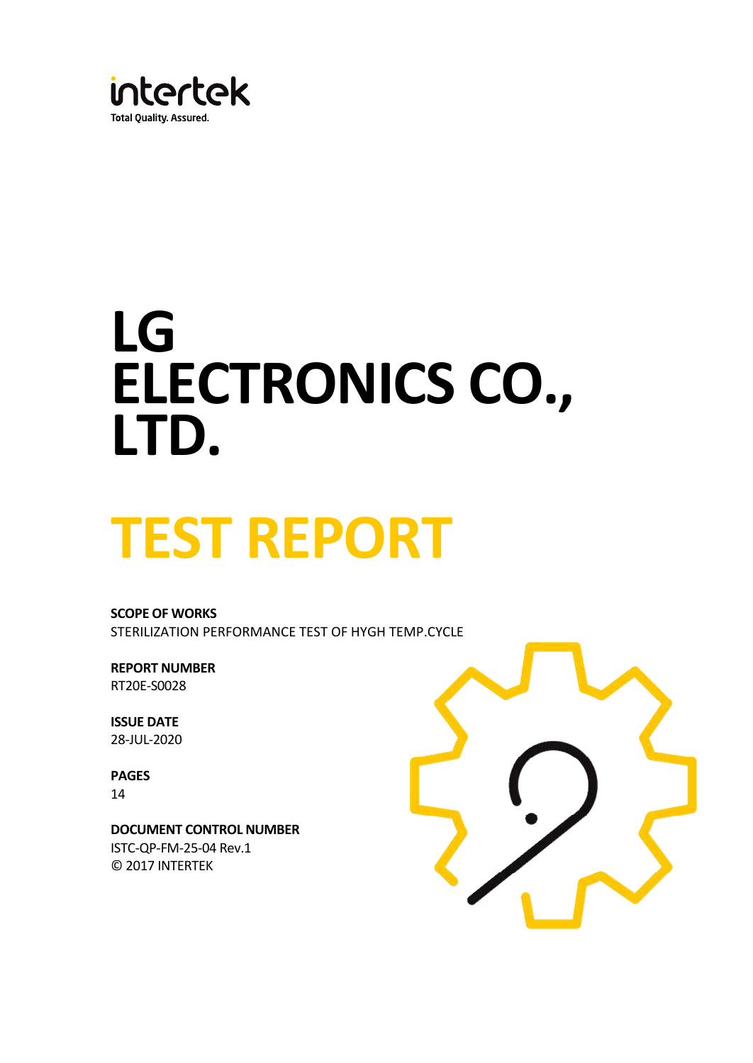intertek

Total Quality. Assured.

# LG ELECTRONICS CO., LTD.

# TEST REPORT

**SCOPE OF WORKS**

STERILIZATION PERFORMANCE TEST OF HYGH TEMP.CYCLE

**REPORT NUMBER**

RT20E-S0028

**ISSUE DATE**

28-JUL-2020

**PAGES**

14

**DOCUMENT CONTROL NUMBER**

ISTC-QP-FM-25-04 Rev.1

© 2017 INTERTEK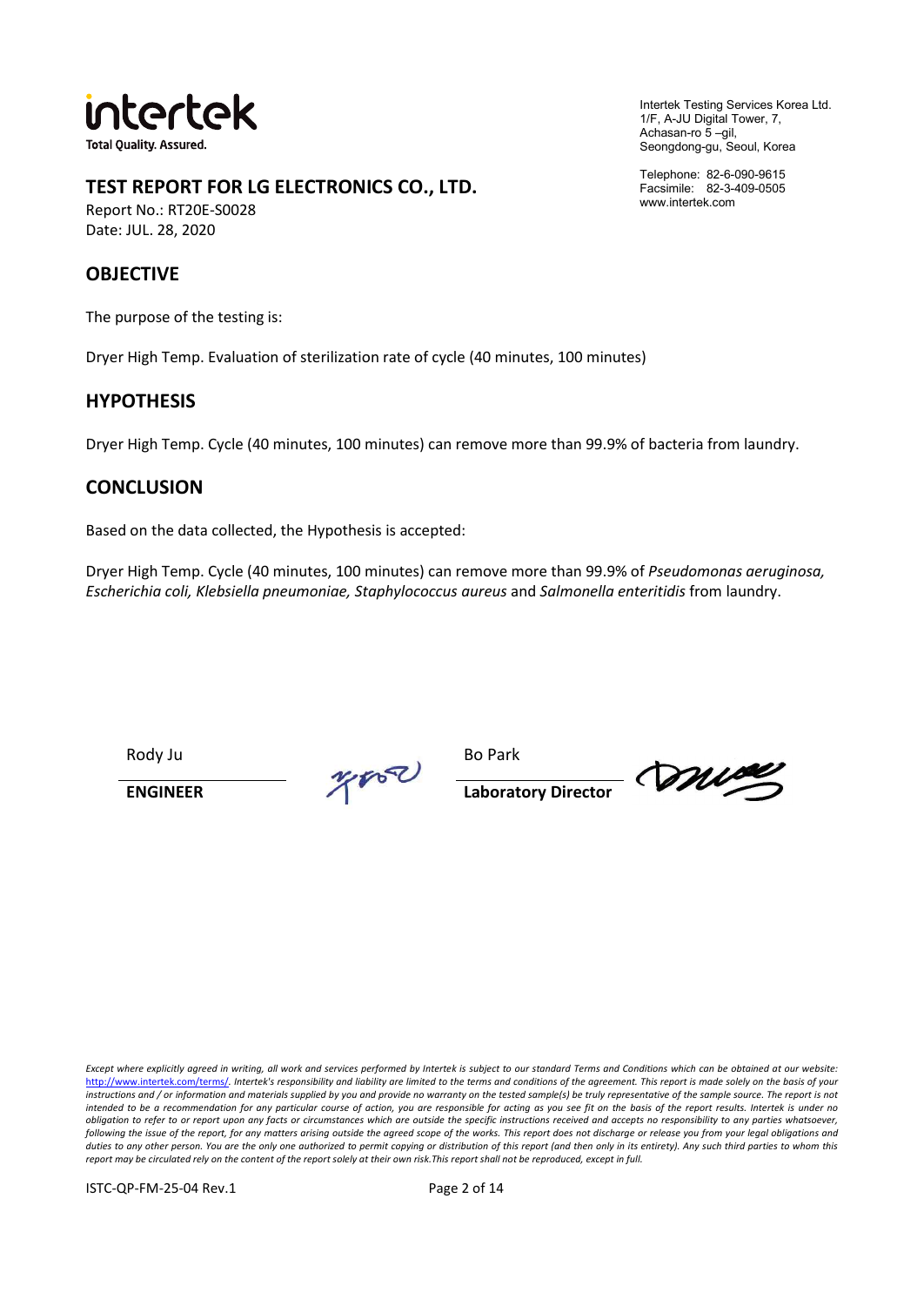intertek
Total Quality. Assured.

Intertek Testing Services Korea Ltd.
1/F, A-JU Digital Tower, 7,
Achasan-ro 5 –gil,
Seongdong-gu, Seoul, Korea

Telephone: 82-6-090-9615
Facsimile: 82-3-409-0505
www.intertek.com

## TEST REPORT FOR LG ELECTRONICS CO., LTD.

Report No.: RT20E-S0028
Date: JUL. 28, 2020

## OBJECTIVE

The purpose of the testing is:

Dryer High Temp. Evaluation of sterilization rate of cycle (40 minutes, 100 minutes)

## HYPOTHESIS

Dryer High Temp. Cycle (40 minutes, 100 minutes) can remove more than 99.9% of bacteria from laundry.

## CONCLUSION

Based on the data collected, the Hypothesis is accepted:

Dryer High Temp. Cycle (40 minutes, 100 minutes) can remove more than 99.9% of *Pseudomonas aeruginosa, Escherichia coli, Klebsiella pneumoniae, Staphylococcus aureus* and *Salmonella enteritidis* from laundry.

| Rody Ju | Bo Park |
|---|---|
| **ENGINEER** | **Laboratory Director** |

*Except where explicitly agreed in writing, all work and services performed by Intertek is subject to our standard Terms and Conditions which can be obtained at our website: http://www.intertek.com/terms/. Intertek's responsibility and liability are limited to the terms and conditions of the agreement. This report is made solely on the basis of your instructions and / or information and materials supplied by you and provide no warranty on the tested sample(s) be truly representative of the sample source. The report is not intended to be a recommendation for any particular course of action, you are responsible for acting as you see fit on the basis of the report results. Intertek is under no obligation to refer to or report upon any facts or circumstances which are outside the specific instructions received and accepts no responsibility to any parties whatsoever, following the issue of the report, for any matters arising outside the agreed scope of the works. This report does not discharge or release you from your legal obligations and duties to any other person. You are the only one authorized to permit copying or distribution of this report (and then only in its entirety). Any such third parties to whom this report may be circulated rely on the content of the report solely at their own risk.This report shall not be reproduced, except in full.*

ISTC-QP-FM-25-04 Rev.1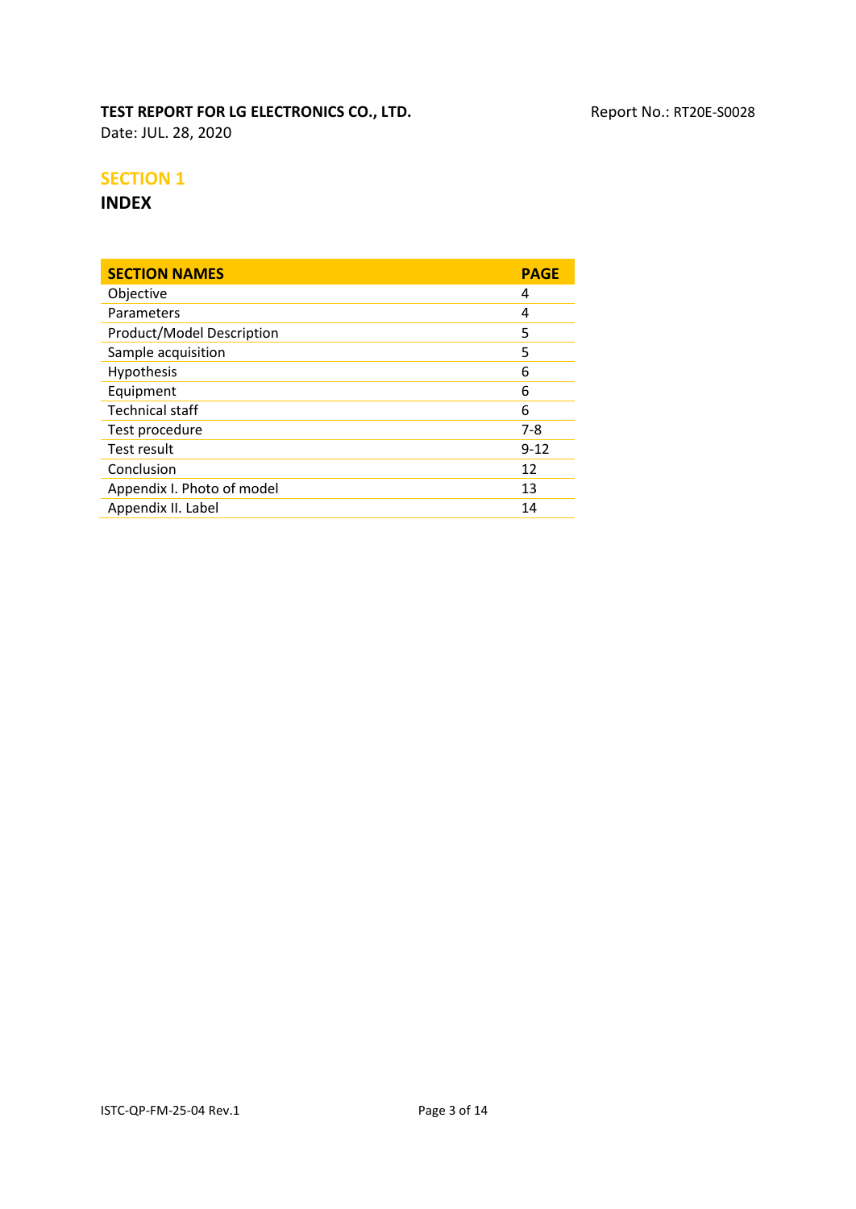## SECTION 1

## INDEX

| SECTION NAMES | PAGE |
|---|---|
| Objective | 4 |
| Parameters | 4 |
| Product/Model Description | 5 |
| Sample acquisition | 5 |
| Hypothesis | 6 |
| Equipment | 6 |
| Technical staff | 6 |
| Test procedure | 7-8 |
| Test result | 9-12 |
| Conclusion | 12 |
| Appendix I. Photo of model | 13 |
| Appendix II. Label | 14 |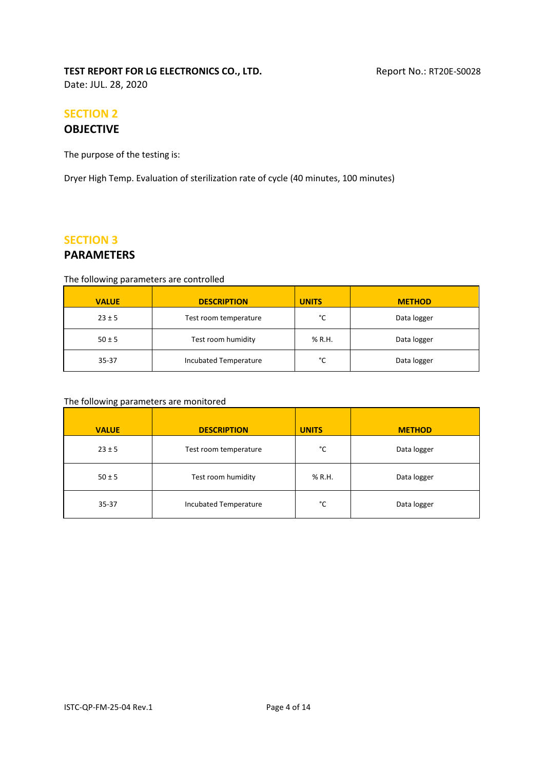## SECTION 2

## OBJECTIVE

The purpose of the testing is:

Dryer High Temp. Evaluation of sterilization rate of cycle (40 minutes, 100 minutes)

## SECTION 3

## PARAMETERS

The following parameters are controlled

| VALUE | DESCRIPTION | UNITS | METHOD |
|---|---|---|---|
| 23 ± 5 | Test room temperature | °C | Data logger |
| 50 ± 5 | Test room humidity | % R.H. | Data logger |
| 35-37 | Incubated Temperature | °C | Data logger |

The following parameters are monitored

| VALUE | DESCRIPTION | UNITS | METHOD |
|---|---|---|---|
| 23 ± 5 | Test room temperature | °C | Data logger |
| 50 ± 5 | Test room humidity | % R.H. | Data logger |
| 35-37 | Incubated Temperature | °C | Data logger |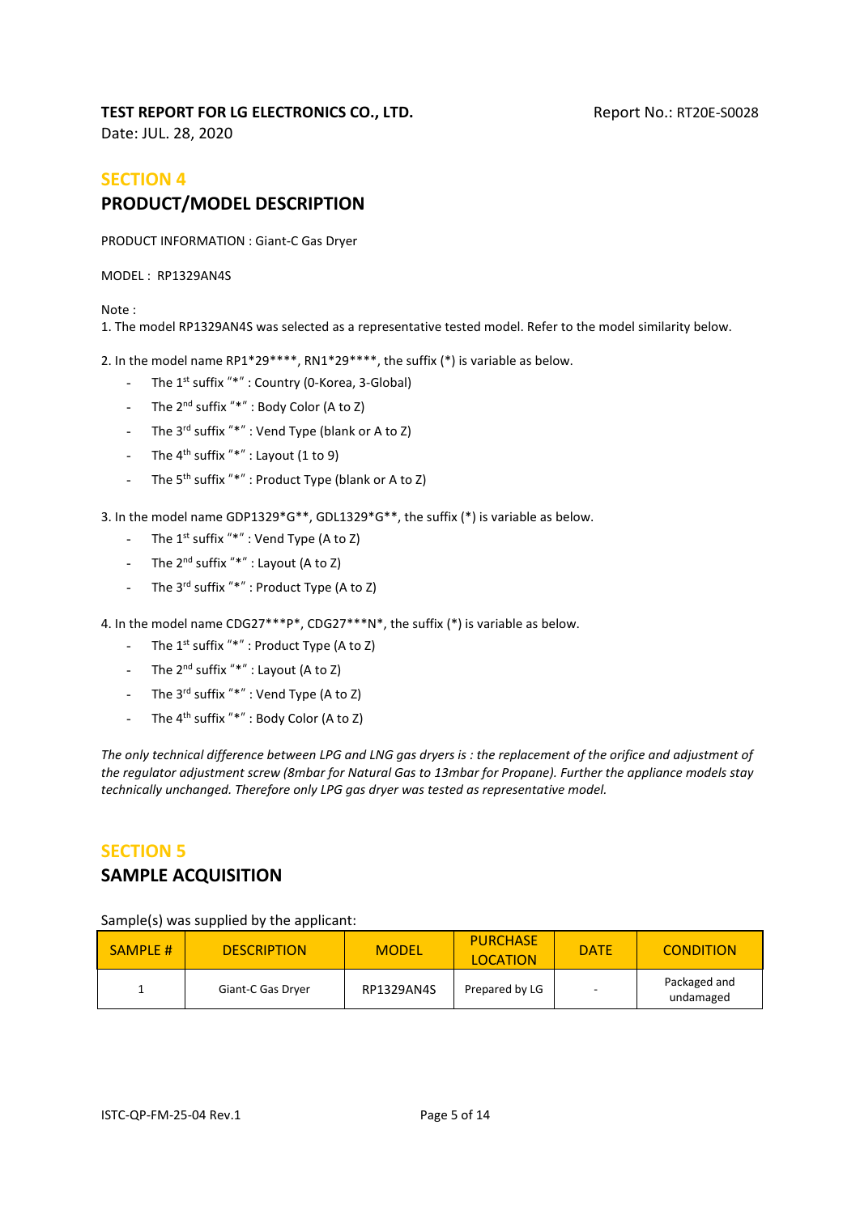**TEST REPORT FOR LG ELECTRONICS CO., LTD.**
Date: JUL. 28, 2020

Report No.: RT20E-S0028

## SECTION 4

## PRODUCT/MODEL DESCRIPTION

PRODUCT INFORMATION : Giant-C Gas Dryer

MODEL : RP1329AN4S

Note :

1. The model RP1329AN4S was selected as a representative tested model. Refer to the model similarity below.

2. In the model name RP1*29****, RN1*29****, the suffix (*) is variable as below.
   - The 1st suffix "*" : Country (0-Korea, 3-Global)
   - The 2nd suffix "*" : Body Color (A to Z)
   - The 3rd suffix "*" : Vend Type (blank or A to Z)
   - The 4th suffix "*" : Layout (1 to 9)
   - The 5th suffix "*" : Product Type (blank or A to Z)

3. In the model name GDP1329*G**, GDL1329*G**, the suffix (*) is variable as below.
   - The 1st suffix "*" : Vend Type (A to Z)
   - The 2nd suffix "*" : Layout (A to Z)
   - The 3rd suffix "*" : Product Type (A to Z)

4. In the model name CDG27***P*, CDG27***N*, the suffix (*) is variable as below.
   - The 1st suffix "*" : Product Type (A to Z)
   - The 2nd suffix "*" : Layout (A to Z)
   - The 3rd suffix "*" : Vend Type (A to Z)
   - The 4th suffix "*" : Body Color (A to Z)

*The only technical difference between LPG and LNG gas dryers is : the replacement of the orifice and adjustment of the regulator adjustment screw (8mbar for Natural Gas to 13mbar for Propane). Further the appliance models stay technically unchanged. Therefore only LPG gas dryer was tested as representative model.*

## SECTION 5

## SAMPLE ACQUISITION

Sample(s) was supplied by the applicant:

| SAMPLE # | DESCRIPTION | MODEL | PURCHASE LOCATION | DATE | CONDITION |
|---|---|---|---|---|---|
| 1 | Giant-C Gas Dryer | RP1329AN4S | Prepared by LG | - | Packaged and undamaged |

ISTC-QP-FM-25-04 Rev.1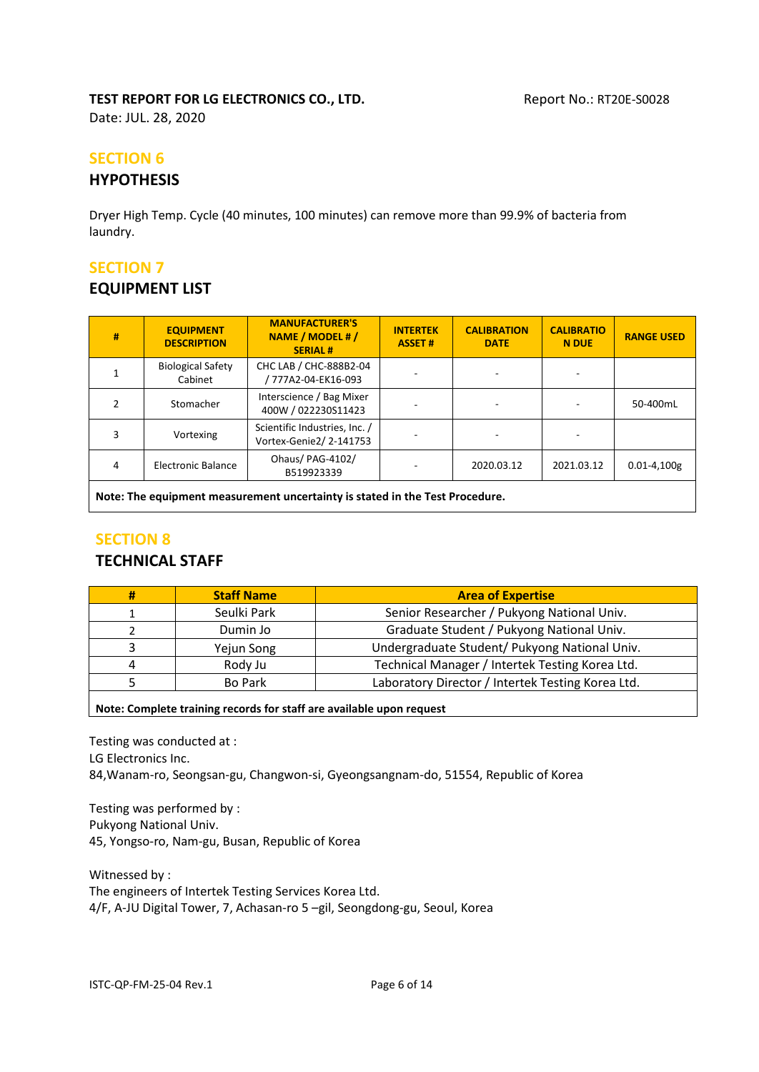# SECTION 6

## HYPOTHESIS

Dryer High Temp. Cycle (40 minutes, 100 minutes) can remove more than 99.9% of bacteria from laundry.

# SECTION 7

## EQUIPMENT LIST

| # | EQUIPMENT DESCRIPTION | MANUFACTURER'S NAME / MODEL # / SERIAL # | INTERTEK ASSET # | CALIBRATION DATE | CALIBRATION DUE | RANGE USED |
|---|---|---|---|---|---|---|
| 1 | Biological Safety Cabinet | CHC LAB / CHC-888B2-04 / 777A2-04-EK16-093 | - | - | - | |
| 2 | Stomacher | Interscience / Bag Mixer 400W / 022230S11423 | - | - | - | 50-400mL |
| 3 | Vortexing | Scientific Industries, Inc. / Vortex-Genie2/ 2-141753 | - | - | - | |
| 4 | Electronic Balance | Ohaus/ PAG-4102/ B519923339 | - | 2020.03.12 | 2021.03.12 | 0.01-4,100g |

**Note: The equipment measurement uncertainty is stated in the Test Procedure.**

# SECTION 8

## TECHNICAL STAFF

| # | Staff Name | Area of Expertise |
|---|---|---|
| 1 | Seulki Park | Senior Researcher / Pukyong National Univ. |
| 2 | Dumin Jo | Graduate Student / Pukyong National Univ. |
| 3 | Yejun Song | Undergraduate Student/ Pukyong National Univ. |
| 4 | Rody Ju | Technical Manager / Intertek Testing Korea Ltd. |
| 5 | Bo Park | Laboratory Director / Intertek Testing Korea Ltd. |

**Note: Complete training records for staff are available upon request**

Testing was conducted at :
LG Electronics Inc.
84,Wanam-ro, Seongsan-gu, Changwon-si, Gyeongsangnam-do, 51554, Republic of Korea

Testing was performed by :
Pukyong National Univ.
45, Yongso-ro, Nam-gu, Busan, Republic of Korea

Witnessed by :
The engineers of Intertek Testing Services Korea Ltd.
4/F, A-JU Digital Tower, 7, Achasan-ro 5 –gil, Seongdong-gu, Seoul, Korea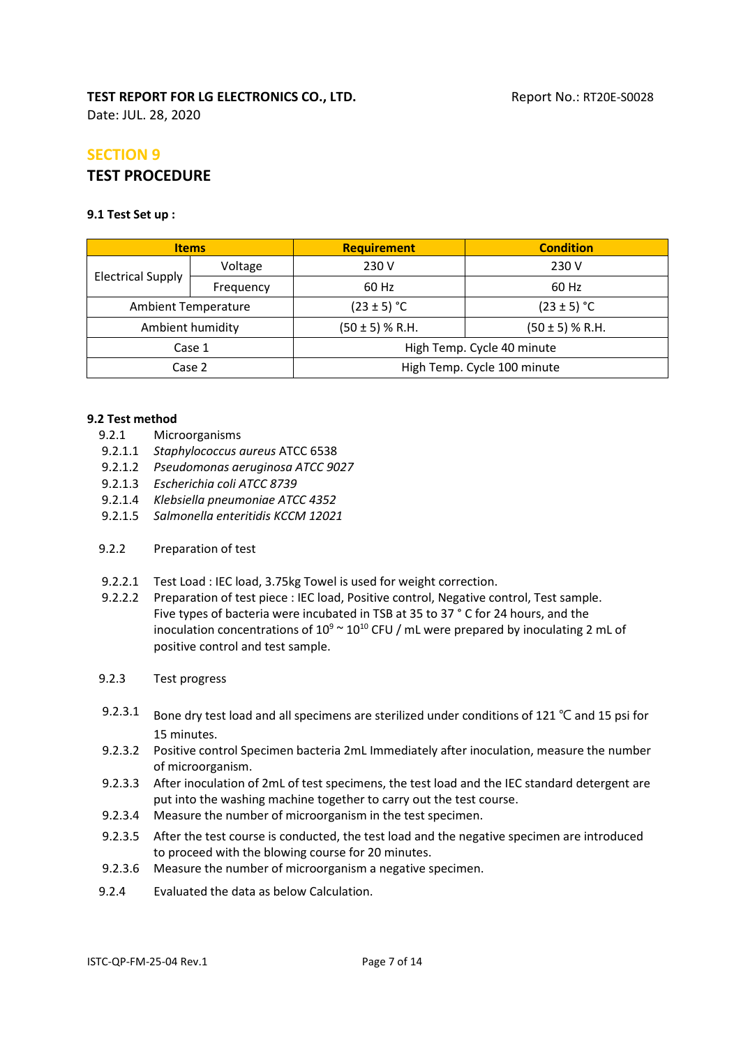# SECTION 9

## TEST PROCEDURE

**9.1 Test Set up :**

| Items | | Requirement | Condition |
|---|---|---|---|
| Electrical Supply | Voltage | 230 V | 230 V |
| | Frequency | 60 Hz | 60 Hz |
| Ambient Temperature | | (23 ± 5) °C | (23 ± 5) °C |
| Ambient humidity | | (50 ± 5) % R.H. | (50 ± 5) % R.H. |
| Case 1 | | High Temp. Cycle 40 minute | |
| Case 2 | | High Temp. Cycle 100 minute | |

**9.2 Test method**

9.2.1 Microorganisms

9.2.1.1 *Staphylococcus aureus* ATCC 6538

9.2.1.2 *Pseudomonas aeruginosa ATCC 9027*

9.2.1.3 *Escherichia coli ATCC 8739*

9.2.1.4 *Klebsiella pneumoniae ATCC 4352*

9.2.1.5 *Salmonella enteritidis KCCM 12021*

9.2.2 Preparation of test

9.2.2.1 Test Load : IEC load, 3.75kg Towel is used for weight correction.

9.2.2.2 Preparation of test piece : IEC load, Positive control, Negative control, Test sample. Five types of bacteria were incubated in TSB at 35 to 37 ° C for 24 hours, and the inoculation concentrations of $10^{9}$ ~ $10^{10}$ CFU / mL were prepared by inoculating 2 mL of positive control and test sample.

9.2.3 Test progress

9.2.3.1 Bone dry test load and all specimens are sterilized under conditions of 121 ℃ and 15 psi for 15 minutes.

9.2.3.2 Positive control Specimen bacteria 2mL Immediately after inoculation, measure the number of microorganism.

9.2.3.3 After inoculation of 2mL of test specimens, the test load and the IEC standard detergent are put into the washing machine together to carry out the test course.

9.2.3.4 Measure the number of microorganism in the test specimen.

9.2.3.5 After the test course is conducted, the test load and the negative specimen are introduced to proceed with the blowing course for 20 minutes.

9.2.3.6 Measure the number of microorganism a negative specimen.

9.2.4 Evaluated the data as below Calculation.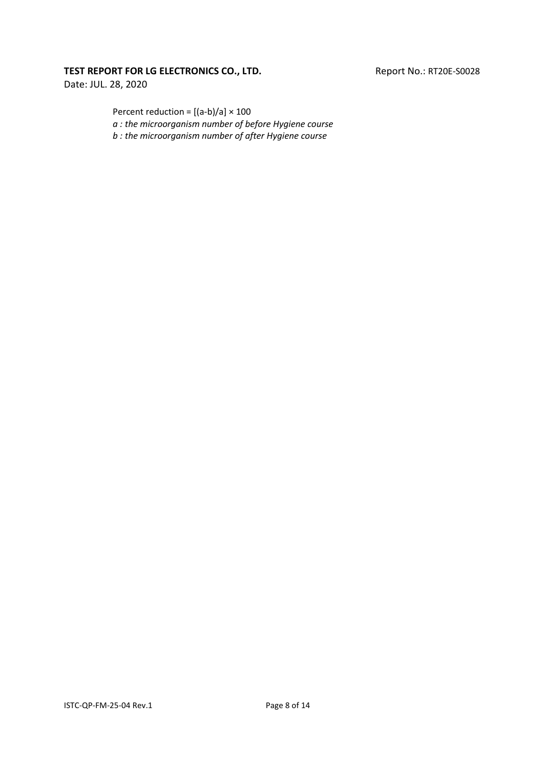Percent reduction = $[(a-b)/a] \times 100$

*a : the microorganism number of before Hygiene course*

*b : the microorganism number of after Hygiene course*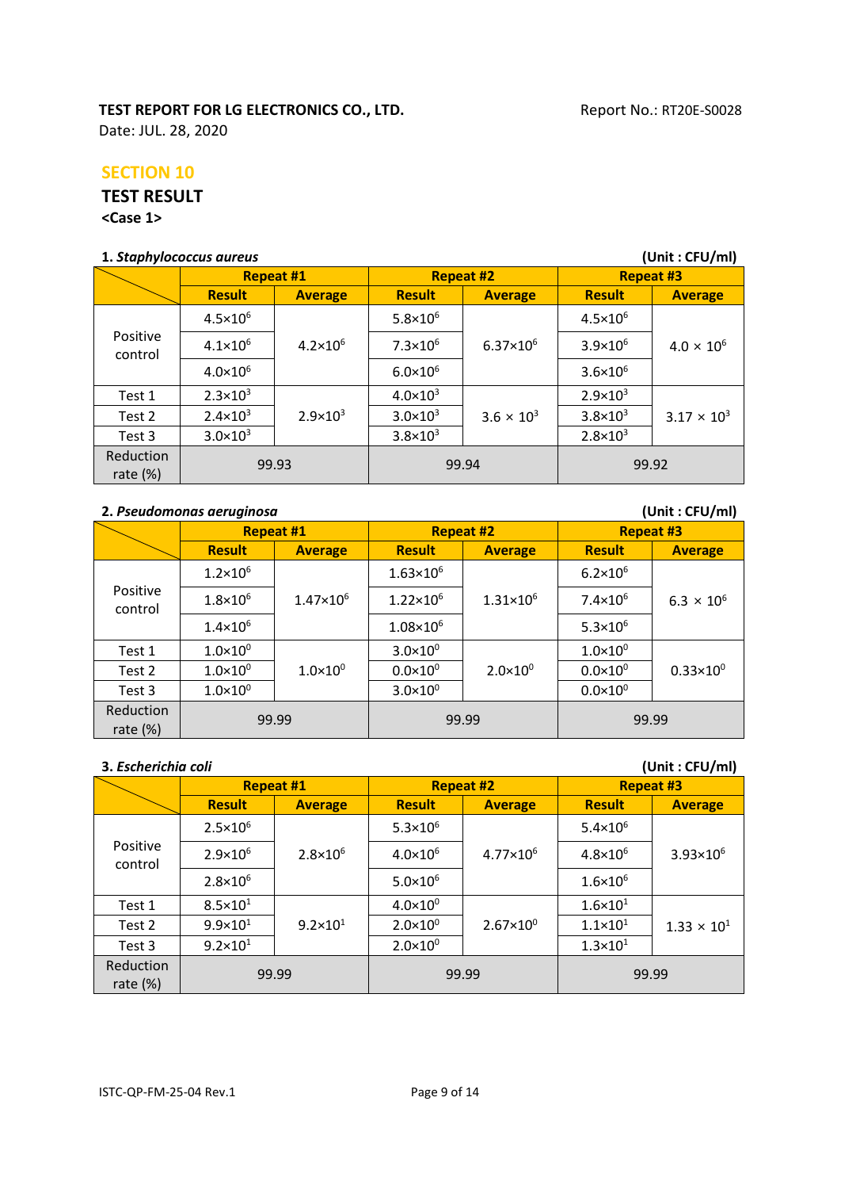TEST REPORT FOR LG ELECTRONICS CO., LTD.

Report No.: RT20E-S0028

Date: JUL. 28, 2020

## SECTION 10

## TEST RESULT

**<Case 1>**

**1. *Staphylococcus aureus*** **(Unit : CFU/ml)**

| | Repeat #1 | | Repeat #2 | | Repeat #3 | |
|---|---|---|---|---|---|---|
| | Result | Average | Result | Average | Result | Average |
| Positive control | $4.5 \times 10^6$ | $4.2 \times 10^6$ | $5.8 \times 10^6$ | $6.37 \times 10^6$ | $4.5 \times 10^6$ | $4.0 \times 10^6$ |
| | $4.1 \times 10^6$ | | $7.3 \times 10^6$ | | $3.9 \times 10^6$ | |
| | $4.0 \times 10^6$ | | $6.0 \times 10^6$ | | $3.6 \times 10^6$ | |
| Test 1 | $2.3 \times 10^3$ | $2.9 \times 10^3$ | $4.0 \times 10^3$ | $3.6 \times 10^3$ | $2.9 \times 10^3$ | $3.17 \times 10^3$ |
| Test 2 | $2.4 \times 10^3$ | | $3.0 \times 10^3$ | | $3.8 \times 10^3$ | |
| Test 3 | $3.0 \times 10^3$ | | $3.8 \times 10^3$ | | $2.8 \times 10^3$ | |
| Reduction rate (%) | 99.93 | | 99.94 | | 99.92 | |

**2. *Pseudomonas aeruginosa*** **(Unit : CFU/ml)**

| | Repeat #1 | | Repeat #2 | | Repeat #3 | |
|---|---|---|---|---|---|---|
| | Result | Average | Result | Average | Result | Average |
| Positive control | $1.2 \times 10^6$ | $1.47 \times 10^6$ | $1.63 \times 10^6$ | $1.31 \times 10^6$ | $6.2 \times 10^6$ | $6.3 \times 10^6$ |
| | $1.8 \times 10^6$ | | $1.22 \times 10^6$ | | $7.4 \times 10^6$ | |
| | $1.4 \times 10^6$ | | $1.08 \times 10^6$ | | $5.3 \times 10^6$ | |
| Test 1 | $1.0 \times 10^0$ | $1.0 \times 10^0$ | $3.0 \times 10^0$ | $2.0 \times 10^0$ | $1.0 \times 10^0$ | $0.33 \times 10^0$ |
| Test 2 | $1.0 \times 10^0$ | | $0.0 \times 10^0$ | | $0.0 \times 10^0$ | |
| Test 3 | $1.0 \times 10^0$ | | $3.0 \times 10^0$ | | $0.0 \times 10^0$ | |
| Reduction rate (%) | 99.99 | | 99.99 | | 99.99 | |

**3. *Escherichia coli*** **(Unit : CFU/ml)**

| | Repeat #1 | | Repeat #2 | | Repeat #3 | |
|---|---|---|---|---|---|---|
| | Result | Average | Result | Average | Result | Average |
| Positive control | $2.5 \times 10^6$ | $2.8 \times 10^6$ | $5.3 \times 10^6$ | $4.77 \times 10^6$ | $5.4 \times 10^6$ | $3.93 \times 10^6$ |
| | $2.9 \times 10^6$ | | $4.0 \times 10^6$ | | $4.8 \times 10^6$ | |
| | $2.8 \times 10^6$ | | $5.0 \times 10^6$ | | $1.6 \times 10^6$ | |
| Test 1 | $8.5 \times 10^1$ | $9.2 \times 10^1$ | $4.0 \times 10^0$ | $2.67 \times 10^0$ | $1.6 \times 10^1$ | $1.33 \times 10^1$ |
| Test 2 | $9.9 \times 10^1$ | | $2.0 \times 10^0$ | | $1.1 \times 10^1$ | |
| Test 3 | $9.2 \times 10^1$ | | $2.0 \times 10^0$ | | $1.3 \times 10^1$ | |
| Reduction rate (%) | 99.99 | | 99.99 | | 99.99 | |

ISTC-QP-FM-25-04 Rev.1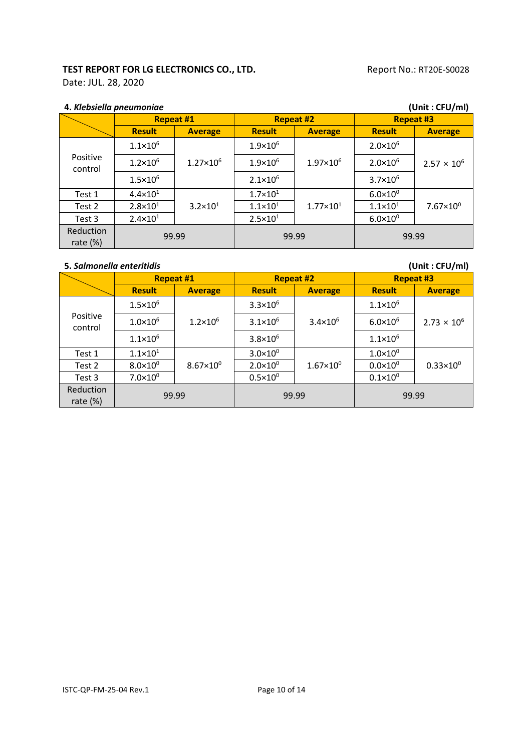**TEST REPORT FOR LG ELECTRONICS CO., LTD.**

Report No.: RT20E-S0028

Date: JUL. 28, 2020

**4. *Klebsiella pneumoniae*** **(Unit : CFU/ml)**

| | Repeat #1 | | Repeat #2 | | Repeat #3 | |
|---|---|---|---|---|---|---|
| | Result | Average | Result | Average | Result | Average |
| Positive control | $1.1\times10^{6}$ | $1.27\times10^{6}$ | $1.9\times10^{6}$ | $1.97\times10^{6}$ | $2.0\times10^{6}$ | $2.57\times10^{6}$ |
| | $1.2\times10^{6}$ | | $1.9\times10^{6}$ | | $2.0\times10^{6}$ | |
| | $1.5\times10^{6}$ | | $2.1\times10^{6}$ | | $3.7\times10^{6}$ | |
| Test 1 | $4.4\times10^{1}$ | $3.2\times10^{1}$ | $1.7\times10^{1}$ | $1.77\times10^{1}$ | $6.0\times10^{0}$ | $7.67\times10^{0}$ |
| Test 2 | $2.8\times10^{1}$ | | $1.1\times10^{1}$ | | $1.1\times10^{1}$ | |
| Test 3 | $2.4\times10^{1}$ | | $2.5\times10^{1}$ | | $6.0\times10^{0}$ | |
| Reduction rate (%) | 99.99 | | 99.99 | | 99.99 | |

**5. *Salmonella enteritidis*** **(Unit : CFU/ml)**

| | Repeat #1 | | Repeat #2 | | Repeat #3 | |
|---|---|---|---|---|---|---|
| | Result | Average | Result | Average | Result | Average |
| Positive control | $1.5\times10^{6}$ | $1.2\times10^{6}$ | $3.3\times10^{6}$ | $3.4\times10^{6}$ | $1.1\times10^{6}$ | $2.73\times10^{6}$ |
| | $1.0\times10^{6}$ | | $3.1\times10^{6}$ | | $6.0\times10^{6}$ | |
| | $1.1\times10^{6}$ | | $3.8\times10^{6}$ | | $1.1\times10^{6}$ | |
| Test 1 | $1.1\times10^{1}$ | $8.67\times10^{0}$ | $3.0\times10^{0}$ | $1.67\times10^{0}$ | $1.0\times10^{0}$ | $0.33\times10^{0}$ |
| Test 2 | $8.0\times10^{0}$ | | $2.0\times10^{0}$ | | $0.0\times10^{0}$ | |
| Test 3 | $7.0\times10^{0}$ | | $0.5\times10^{0}$ | | $0.1\times10^{0}$ | |
| Reduction rate (%) | 99.99 | | 99.99 | | 99.99 | |

ISTC-QP-FM-25-04 Rev.1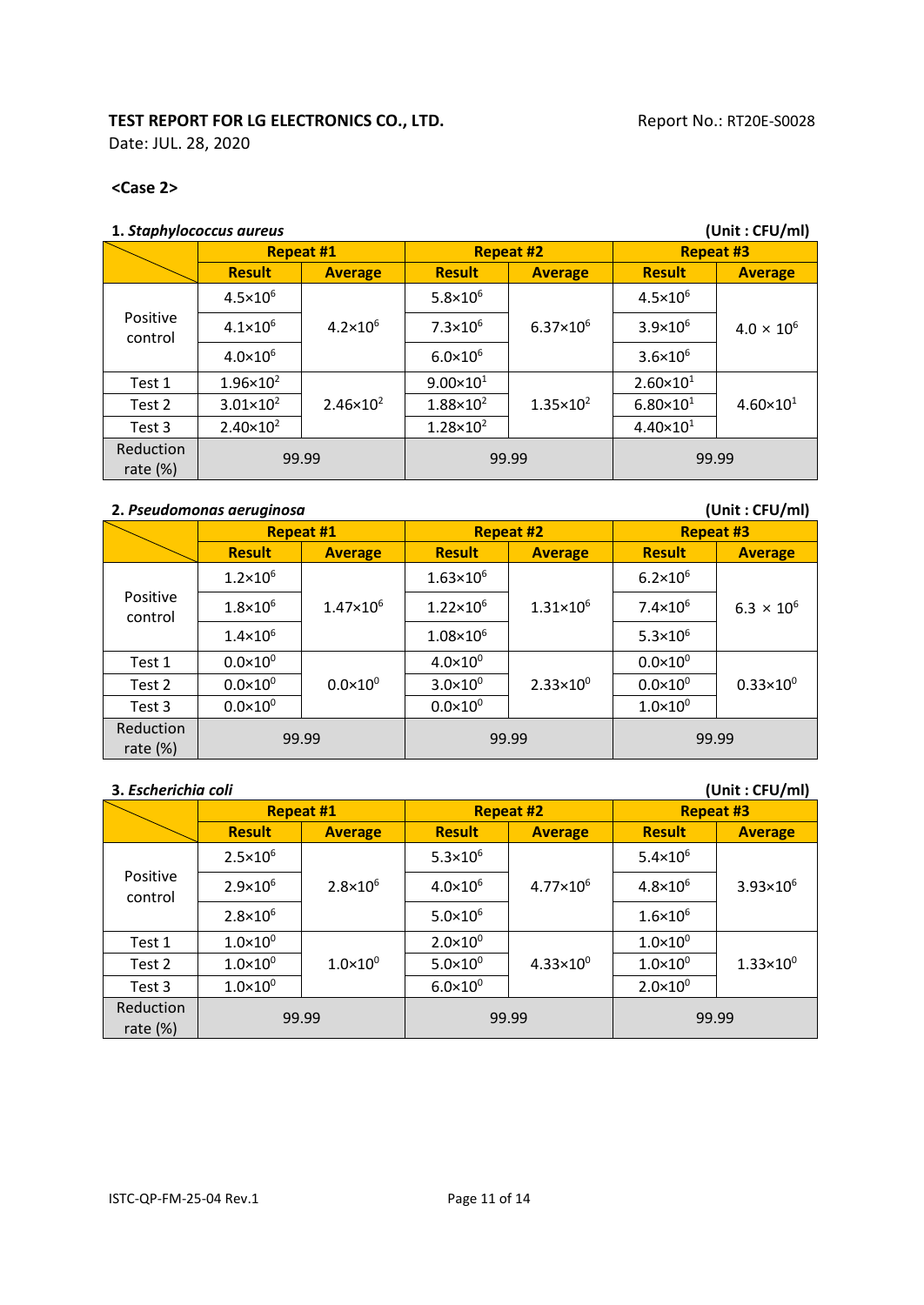**TEST REPORT FOR LG ELECTRONICS CO., LTD.** Report No.: RT20E-S0028

Date: JUL. 28, 2020

**<Case 2>**

**1. *Staphylococcus aureus*** **(Unit : CFU/ml)**

| | Repeat #1 | | Repeat #2 | | Repeat #3 | |
|---|---|---|---|---|---|---|
| | Result | Average | Result | Average | Result | Average |
| Positive control | $4.5×10^6$ | $4.2×10^6$ | $5.8×10^6$ | $6.37×10^6$ | $4.5×10^6$ | $4.0 × 10^6$ |
| | $4.1×10^6$ | | $7.3×10^6$ | | $3.9×10^6$ | |
| | $4.0×10^6$ | | $6.0×10^6$ | | $3.6×10^6$ | |
| Test 1 | $1.96×10^2$ | $2.46×10^2$ | $9.00×10^1$ | $1.35×10^2$ | $2.60×10^1$ | $4.60×10^1$ |
| Test 2 | $3.01×10^2$ | | $1.88×10^2$ | | $6.80×10^1$ | |
| Test 3 | $2.40×10^2$ | | $1.28×10^2$ | | $4.40×10^1$ | |
| Reduction rate (%) | 99.99 | | 99.99 | | 99.99 | |

**2. *Pseudomonas aeruginosa*** **(Unit : CFU/ml)**

| | Repeat #1 | | Repeat #2 | | Repeat #3 | |
|---|---|---|---|---|---|---|
| | Result | Average | Result | Average | Result | Average |
| Positive control | $1.2×10^6$ | $1.47×10^6$ | $1.63×10^6$ | $1.31×10^6$ | $6.2×10^6$ | $6.3 × 10^6$ |
| | $1.8×10^6$ | | $1.22×10^6$ | | $7.4×10^6$ | |
| | $1.4×10^6$ | | $1.08×10^6$ | | $5.3×10^6$ | |
| Test 1 | $0.0×10^0$ | $0.0×10^0$ | $4.0×10^0$ | $2.33×10^0$ | $0.0×10^0$ | $0.33×10^0$ |
| Test 2 | $0.0×10^0$ | | $3.0×10^0$ | | $0.0×10^0$ | |
| Test 3 | $0.0×10^0$ | | $0.0×10^0$ | | $1.0×10^0$ | |
| Reduction rate (%) | 99.99 | | 99.99 | | 99.99 | |

**3. *Escherichia coli*** **(Unit : CFU/ml)**

| | Repeat #1 | | Repeat #2 | | Repeat #3 | |
|---|---|---|---|---|---|---|
| | Result | Average | Result | Average | Result | Average |
| Positive control | $2.5×10^6$ | $2.8×10^6$ | $5.3×10^6$ | $4.77×10^6$ | $5.4×10^6$ | $3.93×10^6$ |
| | $2.9×10^6$ | | $4.0×10^6$ | | $4.8×10^6$ | |
| | $2.8×10^6$ | | $5.0×10^6$ | | $1.6×10^6$ | |
| Test 1 | $1.0×10^0$ | $1.0×10^0$ | $2.0×10^0$ | $4.33×10^0$ | $1.0×10^0$ | $1.33×10^0$ |
| Test 2 | $1.0×10^0$ | | $5.0×10^0$ | | $1.0×10^0$ | |
| Test 3 | $1.0×10^0$ | | $6.0×10^0$ | | $2.0×10^0$ | |
| Reduction rate (%) | 99.99 | | 99.99 | | 99.99 | |

ISTC-QP-FM-25-04 Rev.1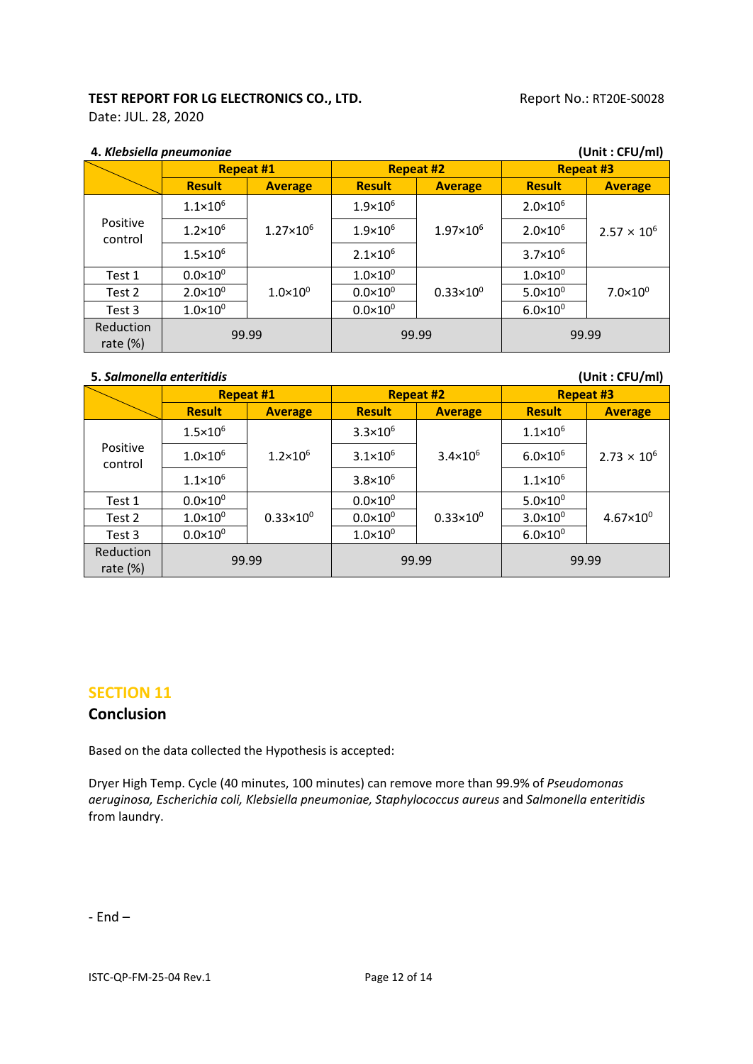**4. *Klebsiella pneumoniae*** **(Unit : CFU/ml)**

| | Repeat #1 | | Repeat #2 | | Repeat #3 | |
|---|---|---|---|---|---|---|
| | Result | Average | Result | Average | Result | Average |
| Positive control | $1.1\times10^{6}$ | $1.27\times10^{6}$ | $1.9\times10^{6}$ | $1.97\times10^{6}$ | $2.0\times10^{6}$ | $2.57\times10^{6}$ |
| | $1.2\times10^{6}$ | | $1.9\times10^{6}$ | | $2.0\times10^{6}$ | |
| | $1.5\times10^{6}$ | | $2.1\times10^{6}$ | | $3.7\times10^{6}$ | |
| Test 1 | $0.0\times10^{0}$ | $1.0\times10^{0}$ | $1.0\times10^{0}$ | $0.33\times10^{0}$ | $1.0\times10^{0}$ | $7.0\times10^{0}$ |
| Test 2 | $2.0\times10^{0}$ | | $0.0\times10^{0}$ | | $5.0\times10^{0}$ | |
| Test 3 | $1.0\times10^{0}$ | | $0.0\times10^{0}$ | | $6.0\times10^{0}$ | |
| Reduction rate (%) | 99.99 | | 99.99 | | 99.99 | |

**5. *Salmonella enteritidis*** **(Unit : CFU/ml)**

| | Repeat #1 | | Repeat #2 | | Repeat #3 | |
|---|---|---|---|---|---|---|
| | Result | Average | Result | Average | Result | Average |
| Positive control | $1.5\times10^{6}$ | $1.2\times10^{6}$ | $3.3\times10^{6}$ | $3.4\times10^{6}$ | $1.1\times10^{6}$ | $2.73\times10^{6}$ |
| | $1.0\times10^{6}$ | | $3.1\times10^{6}$ | | $6.0\times10^{6}$ | |
| | $1.1\times10^{6}$ | | $3.8\times10^{6}$ | | $1.1\times10^{6}$ | |
| Test 1 | $0.0\times10^{0}$ | $0.33\times10^{0}$ | $0.0\times10^{0}$ | $0.33\times10^{0}$ | $5.0\times10^{0}$ | $4.67\times10^{0}$ |
| Test 2 | $1.0\times10^{0}$ | | $0.0\times10^{0}$ | | $3.0\times10^{0}$ | |
| Test 3 | $0.0\times10^{0}$ | | $1.0\times10^{0}$ | | $6.0\times10^{0}$ | |
| Reduction rate (%) | 99.99 | | 99.99 | | 99.99 | |

## SECTION 11

## Conclusion

Based on the data collected the Hypothesis is accepted:

Dryer High Temp. Cycle (40 minutes, 100 minutes) can remove more than 99.9% of *Pseudomonas aeruginosa, Escherichia coli, Klebsiella pneumoniae, Staphylococcus aureus* and *Salmonella enteritidis* from laundry.

- End –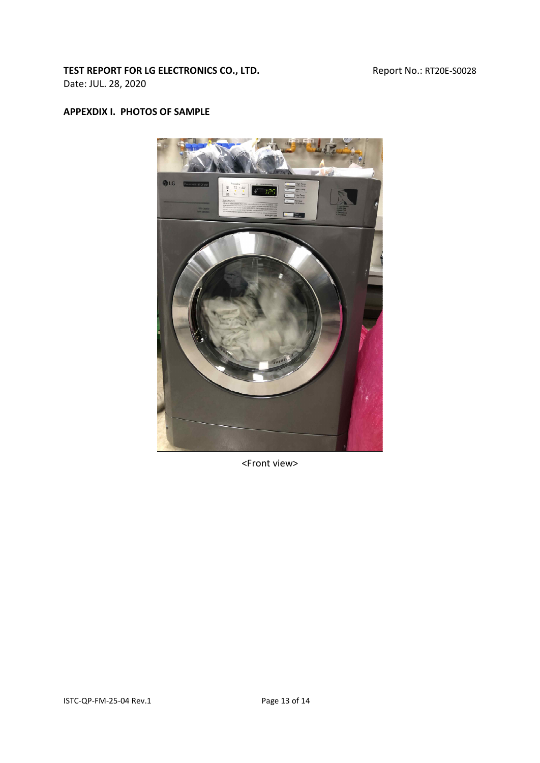## APPEXDIX I. PHOTOS OF SAMPLE

<Front view>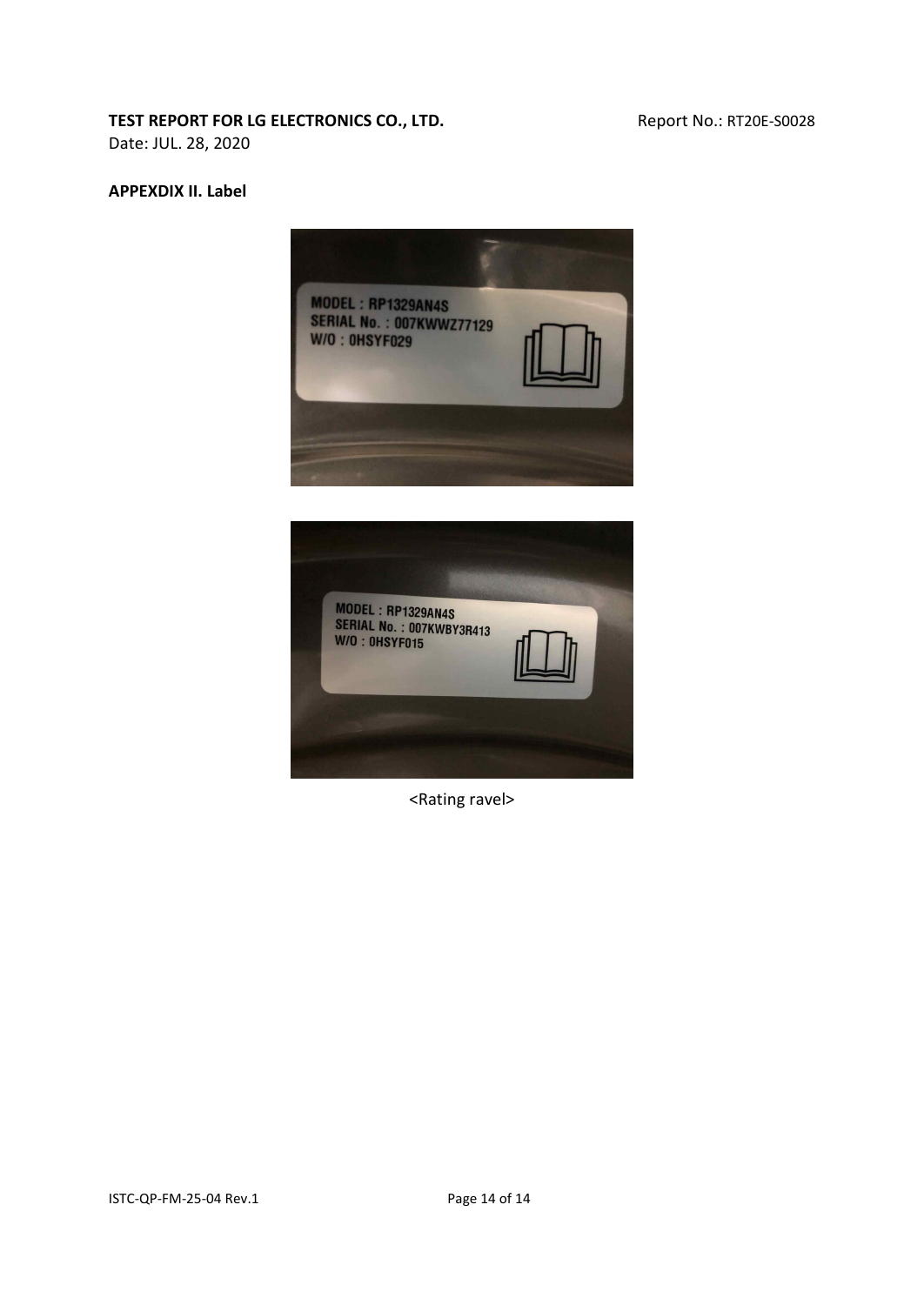**APPEXDIX II. Label**

<Rating ravel>